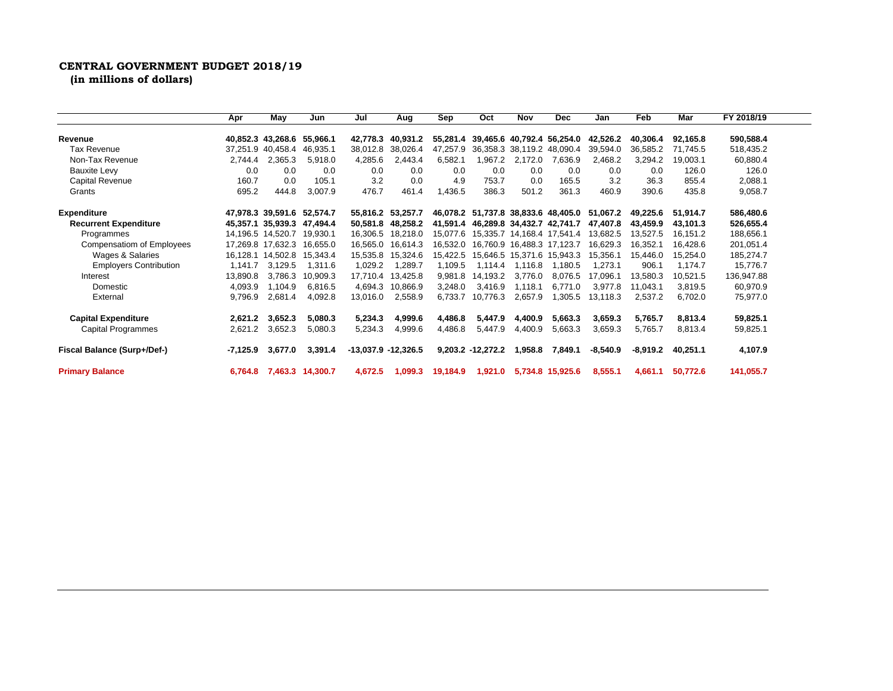**CENTRAL GOVERNMENT BUDGET 2018/19**
**(in millions of dollars)**

| | Apr | May | Jun | Jul | Aug | Sep | Oct | Nov | Dec | Jan | Feb | Mar | FY 2018/19 |
|---|---|---|---|---|---|---|---|---|---|---|---|---|---|
| **Revenue** | **40,852.3** | **43,268.6** | **55,966.1** | **42,778.3** | **40,931.2** | **55,281.4** | **39,465.6** | **40,792.4** | **56,254.0** | **42,526.2** | **40,306.4** | **92,165.8** | **590,588.4** |
| Tax Revenue | 37,251.9 | 40,458.4 | 46,935.1 | 38,012.8 | 38,026.4 | 47,257.9 | 36,358.3 | 38,119.2 | 48,090.4 | 39,594.0 | 36,585.2 | 71,745.5 | 518,435.2 |
| Non-Tax Revenue | 2,744.4 | 2,365.3 | 5,918.0 | 4,285.6 | 2,443.4 | 6,582.1 | 1,967.2 | 2,172.0 | 7,636.9 | 2,468.2 | 3,294.2 | 19,003.1 | 60,880.4 |
| Bauxite Levy | 0.0 | 0.0 | 0.0 | 0.0 | 0.0 | 0.0 | 0.0 | 0.0 | 0.0 | 0.0 | 0.0 | 126.0 | 126.0 |
| Capital Revenue | 160.7 | 0.0 | 105.1 | 3.2 | 0.0 | 4.9 | 753.7 | 0.0 | 165.5 | 3.2 | 36.3 | 855.4 | 2,088.1 |
| Grants | 695.2 | 444.8 | 3,007.9 | 476.7 | 461.4 | 1,436.5 | 386.3 | 501.2 | 361.3 | 460.9 | 390.6 | 435.8 | 9,058.7 |
| **Expenditure** | **47,978.3** | **39,591.6** | **52,574.7** | **55,816.2** | **53,257.7** | **46,078.2** | **51,737.8** | **38,833.6** | **48,405.0** | **51,067.2** | **49,225.6** | **51,914.7** | **586,480.6** |
| **Recurrent Expenditure** | **45,357.1** | **35,939.3** | **47,494.4** | **50,581.8** | **48,258.2** | **41,591.4** | **46,289.8** | **34,432.7** | **42,741.7** | **47,407.8** | **43,459.9** | **43,101.3** | **526,655.4** |
| Programmes | 14,196.5 | 14,520.7 | 19,930.1 | 16,306.5 | 18,218.0 | 15,077.6 | 15,335.7 | 14,168.4 | 17,541.4 | 13,682.5 | 13,527.5 | 16,151.2 | 188,656.1 |
| Compensatiom of Employees | 17,269.8 | 17,632.3 | 16,655.0 | 16,565.0 | 16,614.3 | 16,532.0 | 16,760.9 | 16,488.3 | 17,123.7 | 16,629.3 | 16,352.1 | 16,428.6 | 201,051.4 |
| Wages & Salaries | 16,128.1 | 14,502.8 | 15,343.4 | 15,535.8 | 15,324.6 | 15,422.5 | 15,646.5 | 15,371.6 | 15,943.3 | 15,356.1 | 15,446.0 | 15,254.0 | 185,274.7 |
| Employers Contribution | 1,141.7 | 3,129.5 | 1,311.6 | 1,029.2 | 1,289.7 | 1,109.5 | 1,114.4 | 1,116.8 | 1,180.5 | 1,273.1 | 906.1 | 1,174.7 | 15,776.7 |
| Interest | 13,890.8 | 3,786.3 | 10,909.3 | 17,710.4 | 13,425.8 | 9,981.8 | 14,193.2 | 3,776.0 | 8,076.5 | 17,096.1 | 13,580.3 | 10,521.5 | 136,947.88 |
| Domestic | 4,093.9 | 1,104.9 | 6,816.5 | 4,694.3 | 10,866.9 | 3,248.0 | 3,416.9 | 1,118.1 | 6,771.0 | 3,977.8 | 11,043.1 | 3,819.5 | 60,970.9 |
| External | 9,796.9 | 2,681.4 | 4,092.8 | 13,016.0 | 2,558.9 | 6,733.7 | 10,776.3 | 2,657.9 | 1,305.5 | 13,118.3 | 2,537.2 | 6,702.0 | 75,977.0 |
| **Capital Expenditure** | **2,621.2** | **3,652.3** | **5,080.3** | **5,234.3** | **4,999.6** | **4,486.8** | **5,447.9** | **4,400.9** | **5,663.3** | **3,659.3** | **5,765.7** | **8,813.4** | **59,825.1** |
| Capital Programmes | 2,621.2 | 3,652.3 | 5,080.3 | 5,234.3 | 4,999.6 | 4,486.8 | 5,447.9 | 4,400.9 | 5,663.3 | 3,659.3 | 5,765.7 | 8,813.4 | 59,825.1 |
| **Fiscal Balance (Surp+/Def-)** | **-7,125.9** | **3,677.0** | **3,391.4** | **-13,037.9** | **-12,326.5** | **9,203.2** | **-12,272.2** | **1,958.8** | **7,849.1** | **-8,540.9** | **-8,919.2** | **40,251.1** | **4,107.9** |
| **Primary Balance** | **6,764.8** | **7,463.3** | **14,300.7** | **4,672.5** | **1,099.3** | **19,184.9** | **1,921.0** | **5,734.8** | **15,925.6** | **8,555.1** | **4,661.1** | **50,772.6** | **141,055.7** |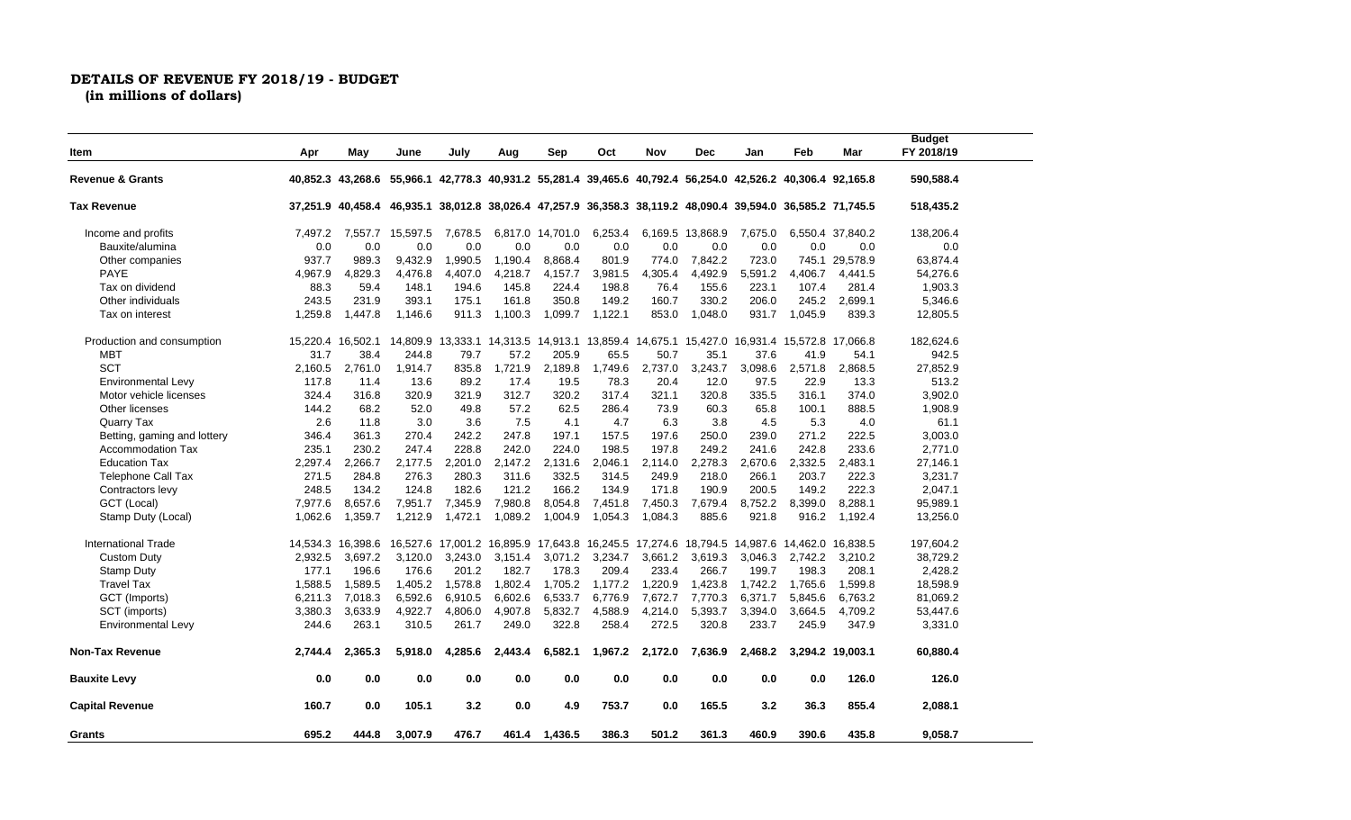**DETAILS OF REVENUE FY 2018/19 - BUDGET**
**(in millions of dollars)**

| Item | Apr | May | June | July | Aug | Sep | Oct | Nov | Dec | Jan | Feb | Mar | Budget FY 2018/19 |
|---|---|---|---|---|---|---|---|---|---|---|---|---|---|
| **Revenue & Grants** | **40,852.3** | **43,268.6** | **55,966.1** | **42,778.3** | **40,931.2** | **55,281.4** | **39,465.6** | **40,792.4** | **56,254.0** | **42,526.2** | **40,306.4** | **92,165.8** | **590,588.4** |
| **Tax Revenue** | **37,251.9** | **40,458.4** | **46,935.1** | **38,012.8** | **38,026.4** | **47,257.9** | **36,358.3** | **38,119.2** | **48,090.4** | **39,594.0** | **36,585.2** | **71,745.5** | **518,435.2** |
| Income and profits | 7,497.2 | 7,557.7 | 15,597.5 | 7,678.5 | 6,817.0 | 14,701.0 | 6,253.4 | 6,169.5 | 13,868.9 | 7,675.0 | 6,550.4 | 37,840.2 | 138,206.4 |
| Bauxite/alumina | 0.0 | 0.0 | 0.0 | 0.0 | 0.0 | 0.0 | 0.0 | 0.0 | 0.0 | 0.0 | 0.0 | 0.0 | 0.0 |
| Other companies | 937.7 | 989.3 | 9,432.9 | 1,990.5 | 1,190.4 | 8,868.4 | 801.9 | 774.0 | 7,842.2 | 723.0 | 745.1 | 29,578.9 | 63,874.4 |
| PAYE | 4,967.9 | 4,829.3 | 4,476.8 | 4,407.0 | 4,218.7 | 4,157.7 | 3,981.5 | 4,305.4 | 4,492.9 | 5,591.2 | 4,406.7 | 4,441.5 | 54,276.6 |
| Tax on dividend | 88.3 | 59.4 | 148.1 | 194.6 | 145.8 | 224.4 | 198.8 | 76.4 | 155.6 | 223.1 | 107.4 | 281.4 | 1,903.3 |
| Other individuals | 243.5 | 231.9 | 393.1 | 175.1 | 161.8 | 350.8 | 149.2 | 160.7 | 330.2 | 206.0 | 245.2 | 2,699.1 | 5,346.6 |
| Tax on interest | 1,259.8 | 1,447.8 | 1,146.6 | 911.3 | 1,100.3 | 1,099.7 | 1,122.1 | 853.0 | 1,048.0 | 931.7 | 1,045.9 | 839.3 | 12,805.5 |
| Production and consumption | 15,220.4 | 16,502.1 | 14,809.9 | 13,333.1 | 14,313.5 | 14,913.1 | 13,859.4 | 14,675.1 | 15,427.0 | 16,931.4 | 15,572.8 | 17,066.8 | 182,624.6 |
| MBT | 31.7 | 38.4 | 244.8 | 79.7 | 57.2 | 205.9 | 65.5 | 50.7 | 35.1 | 37.6 | 41.9 | 54.1 | 942.5 |
| SCT | 2,160.5 | 2,761.0 | 1,914.7 | 835.8 | 1,721.9 | 2,189.8 | 1,749.6 | 2,737.0 | 3,243.7 | 3,098.6 | 2,571.8 | 2,868.5 | 27,852.9 |
| Environmental Levy | 117.8 | 11.4 | 13.6 | 89.2 | 17.4 | 19.5 | 78.3 | 20.4 | 12.0 | 97.5 | 22.9 | 13.3 | 513.2 |
| Motor vehicle licenses | 324.4 | 316.8 | 320.9 | 321.9 | 312.7 | 320.2 | 317.4 | 321.1 | 320.8 | 335.5 | 316.1 | 374.0 | 3,902.0 |
| Other licenses | 144.2 | 68.2 | 52.0 | 49.8 | 57.2 | 62.5 | 286.4 | 73.9 | 60.3 | 65.8 | 100.1 | 888.5 | 1,908.9 |
| Quarry Tax | 2.6 | 11.8 | 3.0 | 3.6 | 7.5 | 4.1 | 4.7 | 6.3 | 3.8 | 4.5 | 5.3 | 4.0 | 61.1 |
| Betting, gaming and lottery | 346.4 | 361.3 | 270.4 | 242.2 | 247.8 | 197.1 | 157.5 | 197.6 | 250.0 | 239.0 | 271.2 | 222.5 | 3,003.0 |
| Accommodation Tax | 235.1 | 230.2 | 247.4 | 228.8 | 242.0 | 224.0 | 198.5 | 197.8 | 249.2 | 241.6 | 242.8 | 233.6 | 2,771.0 |
| Education Tax | 2,297.4 | 2,266.7 | 2,177.5 | 2,201.0 | 2,147.2 | 2,131.6 | 2,046.1 | 2,114.0 | 2,278.3 | 2,670.6 | 2,332.5 | 2,483.1 | 27,146.1 |
| Telephone Call Tax | 271.5 | 284.8 | 276.3 | 280.3 | 311.6 | 332.5 | 314.5 | 249.9 | 218.0 | 266.1 | 203.7 | 222.3 | 3,231.7 |
| Contractors levy | 248.5 | 134.2 | 124.8 | 182.6 | 121.2 | 166.2 | 134.9 | 171.8 | 190.9 | 200.5 | 149.2 | 222.3 | 2,047.1 |
| GCT (Local) | 7,977.6 | 8,657.6 | 7,951.7 | 7,345.9 | 7,980.8 | 8,054.8 | 7,451.8 | 7,450.3 | 7,679.4 | 8,752.2 | 8,399.0 | 8,288.1 | 95,989.1 |
| Stamp Duty (Local) | 1,062.6 | 1,359.7 | 1,212.9 | 1,472.1 | 1,089.2 | 1,004.9 | 1,054.3 | 1,084.3 | 885.6 | 921.8 | 916.2 | 1,192.4 | 13,256.0 |
| International Trade | 14,534.3 | 16,398.6 | 16,527.6 | 17,001.2 | 16,895.9 | 17,643.8 | 16,245.5 | 17,274.6 | 18,794.5 | 14,987.6 | 14,462.0 | 16,838.5 | 197,604.2 |
| Custom Duty | 2,932.5 | 3,697.2 | 3,120.0 | 3,243.0 | 3,151.4 | 3,071.2 | 3,234.7 | 3,661.2 | 3,619.3 | 3,046.3 | 2,742.2 | 3,210.2 | 38,729.2 |
| Stamp Duty | 177.1 | 196.6 | 176.6 | 201.2 | 182.7 | 178.3 | 209.4 | 233.4 | 266.7 | 199.7 | 198.3 | 208.1 | 2,428.2 |
| Travel Tax | 1,588.5 | 1,589.5 | 1,405.2 | 1,578.8 | 1,802.4 | 1,705.2 | 1,177.2 | 1,220.9 | 1,423.8 | 1,742.2 | 1,765.6 | 1,599.8 | 18,598.9 |
| GCT (Imports) | 6,211.3 | 7,018.3 | 6,592.6 | 6,910.5 | 6,602.6 | 6,533.7 | 6,776.9 | 7,672.7 | 7,770.3 | 6,371.7 | 5,845.6 | 6,763.2 | 81,069.2 |
| SCT (imports) | 3,380.3 | 3,633.9 | 4,922.7 | 4,806.0 | 4,907.8 | 5,832.7 | 4,588.9 | 4,214.0 | 5,393.7 | 3,394.0 | 3,664.5 | 4,709.2 | 53,447.6 |
| Environmental Levy | 244.6 | 263.1 | 310.5 | 261.7 | 249.0 | 322.8 | 258.4 | 272.5 | 320.8 | 233.7 | 245.9 | 347.9 | 3,331.0 |
| **Non-Tax Revenue** | **2,744.4** | **2,365.3** | **5,918.0** | **4,285.6** | **2,443.4** | **6,582.1** | **1,967.2** | **2,172.0** | **7,636.9** | **2,468.2** | **3,294.2** | **19,003.1** | **60,880.4** |
| **Bauxite Levy** | **0.0** | **0.0** | **0.0** | **0.0** | **0.0** | **0.0** | **0.0** | **0.0** | **0.0** | **0.0** | **0.0** | **126.0** | **126.0** |
| **Capital Revenue** | **160.7** | **0.0** | **105.1** | **3.2** | **0.0** | **4.9** | **753.7** | **0.0** | **165.5** | **3.2** | **36.3** | **855.4** | **2,088.1** |
| **Grants** | **695.2** | **444.8** | **3,007.9** | **476.7** | **461.4** | **1,436.5** | **386.3** | **501.2** | **361.3** | **460.9** | **390.6** | **435.8** | **9,058.7** |